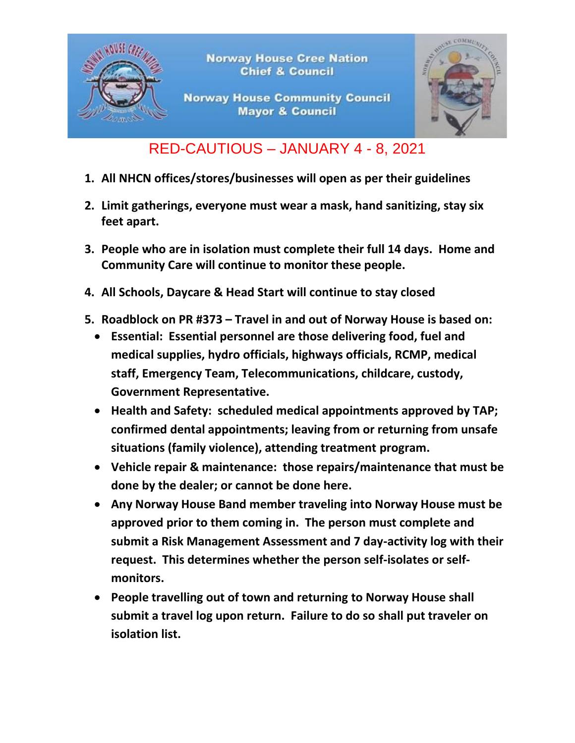**Norway House Cree Nation**
**Chief & Council**

**Norway House Community Council**
**Mayor & Council**

# RED-CAUTIOUS – JANUARY 4 - 8, 2021

1. **All NHCN offices/stores/businesses will open as per their guidelines**

2. **Limit gatherings, everyone must wear a mask, hand sanitizing, stay six feet apart.**

3. **People who are in isolation must complete their full 14 days. Home and Community Care will continue to monitor these people.**

4. **All Schools, Daycare & Head Start will continue to stay closed**

5. **Roadblock on PR #373 – Travel in and out of Norway House is based on:**
   - **Essential: Essential personnel are those delivering food, fuel and medical supplies, hydro officials, highways officials, RCMP, medical staff, Emergency Team, Telecommunications, childcare, custody, Government Representative.**
   - **Health and Safety: scheduled medical appointments approved by TAP; confirmed dental appointments; leaving from or returning from unsafe situations (family violence), attending treatment program.**
   - **Vehicle repair & maintenance: those repairs/maintenance that must be done by the dealer; or cannot be done here.**
   - **Any Norway House Band member traveling into Norway House must be approved prior to them coming in. The person must complete and submit a Risk Management Assessment and 7 day-activity log with their request. This determines whether the person self-isolates or self-monitors.**
   - **People travelling out of town and returning to Norway House shall submit a travel log upon return. Failure to do so shall put traveler on isolation list.**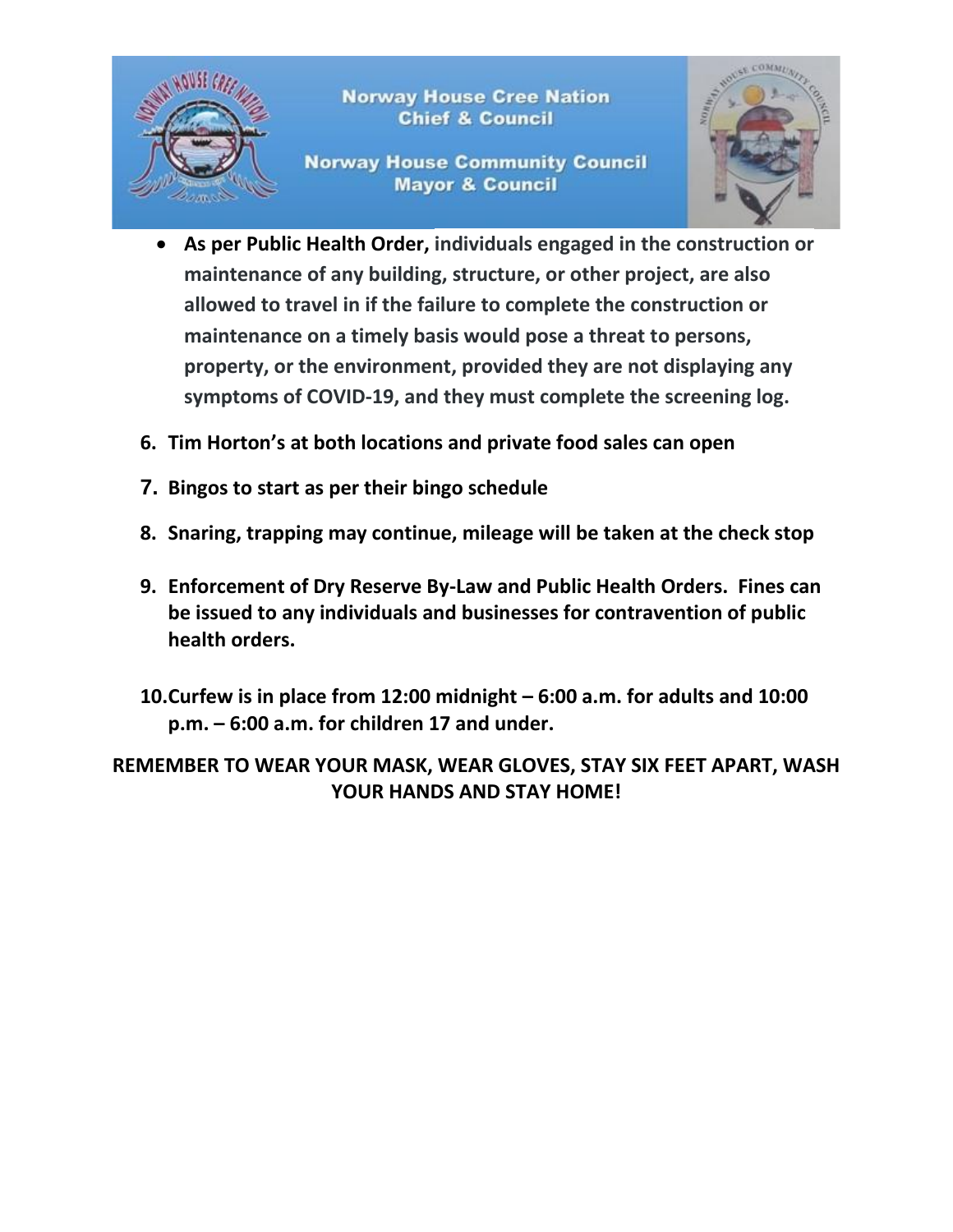- **As per Public Health Order, individuals engaged in the construction or maintenance of any building, structure, or other project, are also allowed to travel in if the failure to complete the construction or maintenance on a timely basis would pose a threat to persons, property, or the environment, provided they are not displaying any symptoms of COVID-19, and they must complete the screening log.**

6. **Tim Horton's at both locations and private food sales can open**
7. **Bingos to start as per their bingo schedule**
8. **Snaring, trapping may continue, mileage will be taken at the check stop**
9. **Enforcement of Dry Reserve By-Law and Public Health Orders. Fines can be issued to any individuals and businesses for contravention of public health orders.**
10. **Curfew is in place from 12:00 midnight – 6:00 a.m. for adults and 10:00 p.m. – 6:00 a.m. for children 17 and under.**

**REMEMBER TO WEAR YOUR MASK, WEAR GLOVES, STAY SIX FEET APART, WASH YOUR HANDS AND STAY HOME!**